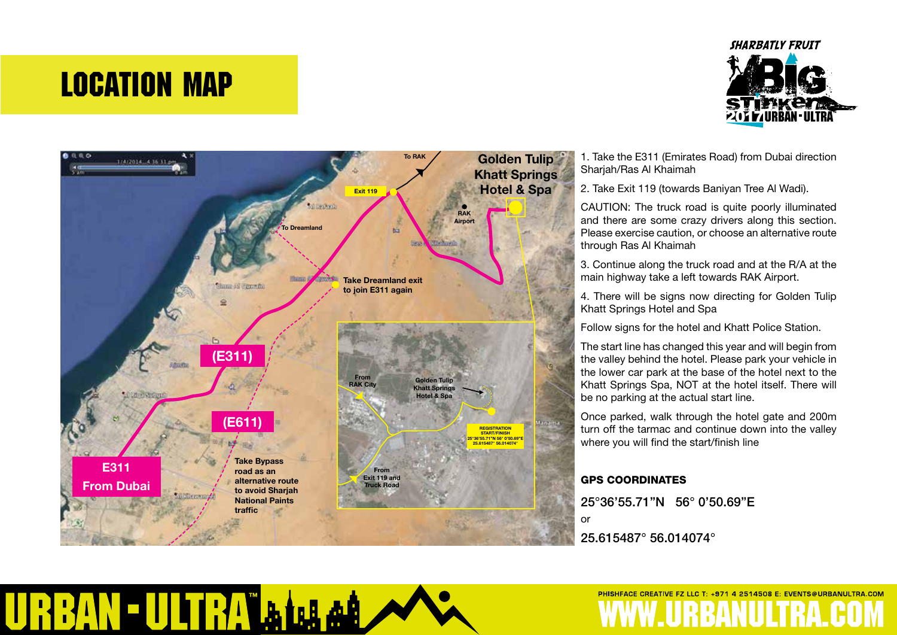# LOCATION MAP

1. Take the E311 (Emirates Road) from Dubai direction Sharjah/Ras Al Khaimah

2. Take Exit 119 (towards Baniyan Tree Al Wadi).

CAUTION: The truck road is quite poorly illuminated and there are some crazy drivers along this section. Please exercise caution, or choose an alternative route through Ras Al Khaimah

3. Continue along the truck road and at the R/A at the main highway take a left towards RAK Airport.

4. There will be signs now directing for Golden Tulip Khatt Springs Hotel and Spa

Follow signs for the hotel and Khatt Police Station.

The start line has changed this year and will begin from the valley behind the hotel. Please park your vehicle in the lower car park at the base of the hotel next to the Khatt Springs Spa, NOT at the hotel itself. There will be no parking at the actual start line.

Once parked, walk through the hotel gate and 200m turn off the tarmac and continue down into the valley where you will find the start/finish line

**GPS COORDINATES**

25°36’55.71”N 56° 0’50.69”E

or

25.615487° 56.014074°

PHISHFACE CREATIVE FZ LLC T: +971 4 2514508 E: EVENTS@URBANULTRA.COM

WWW.URBANULTRA.COM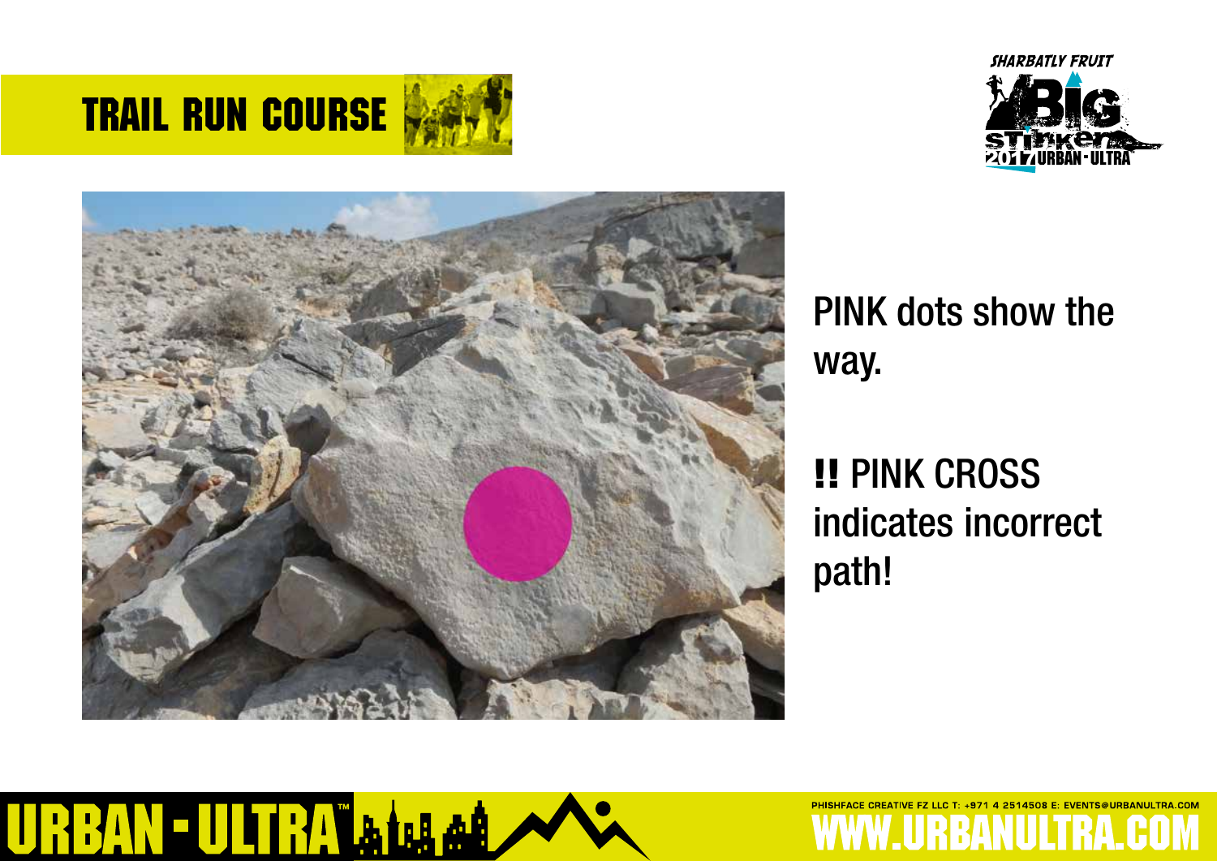# TRAIL RUN COURSE

PINK dots show the way.

**!!** PINK CROSS indicates incorrect path!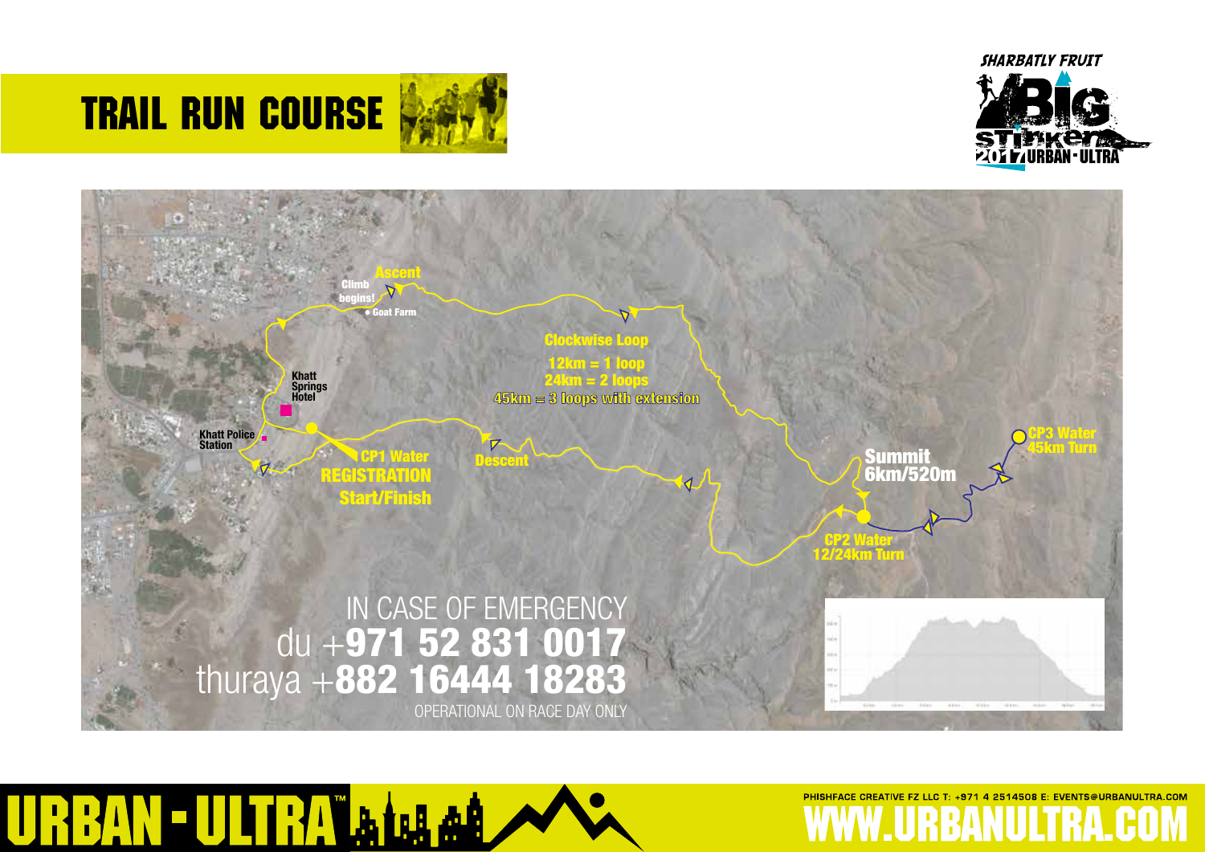# TRAIL RUN COURSE

SHARBATLY FRUIT BIG STINKER 2017 URBAN - ULTRA

Ascent

Climb begins!

Goat Farm

Clockwise Loop

12km = 1 loop

24km = 2 loops

45km = 3 loops with extension

Khatt Springs Hotel

Khatt Police Station

CP1 Water

REGISTRATION

Start/Finish

Descent

Summit 6km/520m

CP3 Water 45km Turn

CP2 Water 12/24km Turn

IN CASE OF EMERGENCY

du **+971 52 831 0017**

thuraya **+882 16444 18283**

OPERATIONAL ON RACE DAY ONLY

URBAN - ULTRA™

PHISHFACE CREATIVE FZ LLC T: +971 4 2514508 E: EVENTS@URBANULTRA.COM

**WWW.URBANULTRA.COM**